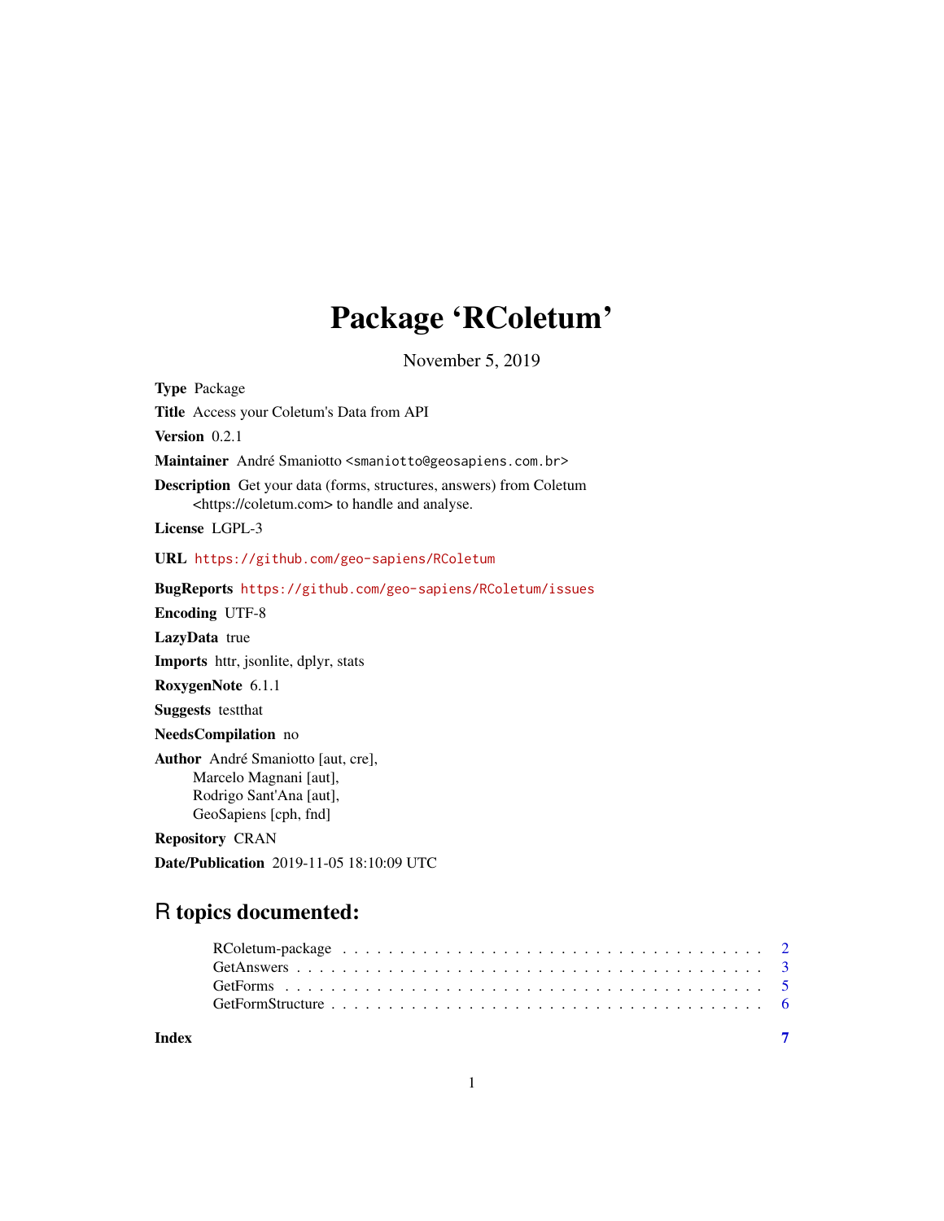# Package 'RColetum'

November 5, 2019

**Type** Package

**Title** Access your Coletum's Data from API

**Version** 0.2.1

**Maintainer** André Smaniotto <smaniotto@geosapiens.com.br>

**Description** Get your data (forms, structures, answers) from Coletum <https://coletum.com> to handle and analyse.

**License** LGPL-3

**URL** https://github.com/geo-sapiens/RColetum

**BugReports** https://github.com/geo-sapiens/RColetum/issues

**Encoding** UTF-8

**LazyData** true

**Imports** httr, jsonlite, dplyr, stats

**RoxygenNote** 6.1.1

**Suggests** testthat

**NeedsCompilation** no

**Author** André Smaniotto [aut, cre],
Marcelo Magnani [aut],
Rodrigo Sant'Ana [aut],
GeoSapiens [cph, fnd]

**Repository** CRAN

**Date/Publication** 2019-11-05 18:10:09 UTC

## R topics documented:

- RColetum-package . . . . . . . . . . . . . . . . . . . . . . . . . . . . . . . . . . . 2
- GetAnswers . . . . . . . . . . . . . . . . . . . . . . . . . . . . . . . . . . . . . . . 3
- GetForms . . . . . . . . . . . . . . . . . . . . . . . . . . . . . . . . . . . . . . . . 5
- GetFormStructure . . . . . . . . . . . . . . . . . . . . . . . . . . . . . . . . . . . . 6

**Index** 7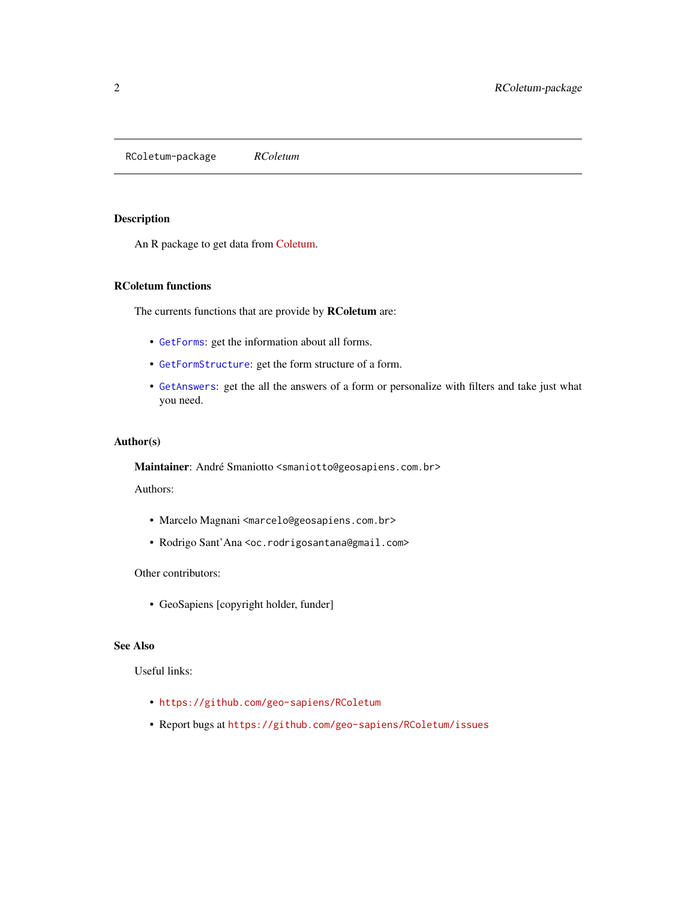RColetum-package &nbsp;&nbsp;&nbsp;&nbsp; *RColetum*

## Description

An R package to get data from Coletum.

## RColetum functions

The currents functions that are provide by **RColetum** are:

- `GetForms`: get the information about all forms.
- `GetFormStructure`: get the form structure of a form.
- `GetAnswers`: get the all the answers of a form or personalize with filters and take just what you need.

## Author(s)

**Maintainer**: André Smaniotto <smaniotto@geosapiens.com.br>

Authors:

- Marcelo Magnani <marcelo@geosapiens.com.br>
- Rodrigo Sant'Ana <oc.rodrigosantana@gmail.com>

Other contributors:

- GeoSapiens [copyright holder, funder]

## See Also

Useful links:

- https://github.com/geo-sapiens/RColetum
- Report bugs at https://github.com/geo-sapiens/RColetum/issues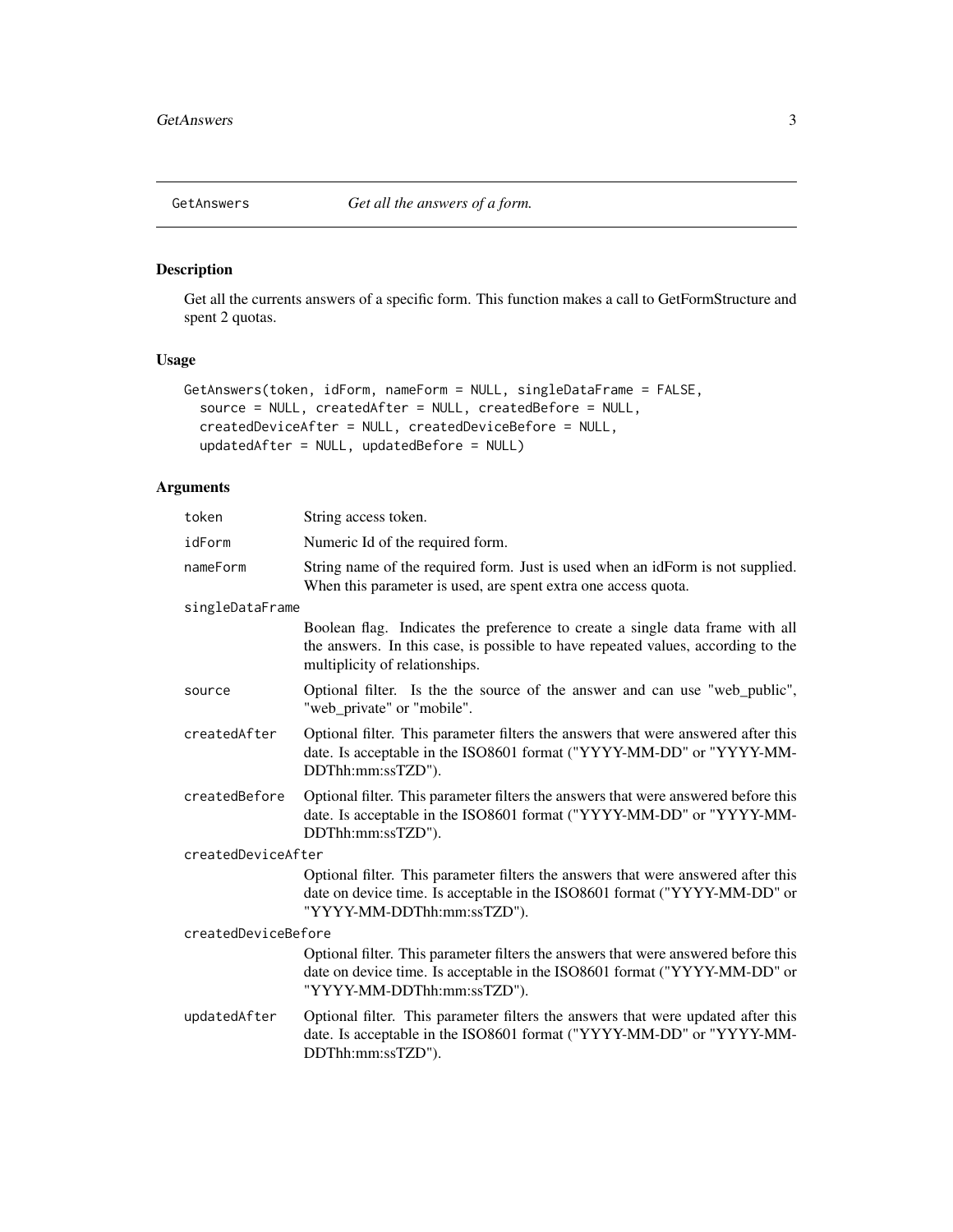## GetAnswers *Get all the answers of a form.*

### Description

Get all the currents answers of a specific form. This function makes a call to GetFormStructure and spent 2 quotas.

### Usage

```
GetAnswers(token, idForm, nameForm = NULL, singleDataFrame = FALSE,
  source = NULL, createdAfter = NULL, createdBefore = NULL,
  createdDeviceAfter = NULL, createdDeviceBefore = NULL,
  updatedAfter = NULL, updatedBefore = NULL)
```

### Arguments

| Argument | Description |
|---|---|
| `token` | String access token. |
| `idForm` | Numeric Id of the required form. |
| `nameForm` | String name of the required form. Just is used when an idForm is not supplied. When this parameter is used, are spent extra one access quota. |
| `singleDataFrame` | Boolean flag. Indicates the preference to create a single data frame with all the answers. In this case, is possible to have repeated values, according to the multiplicity of relationships. |
| `source` | Optional filter. Is the the source of the answer and can use "web_public", "web_private" or "mobile". |
| `createdAfter` | Optional filter. This parameter filters the answers that were answered after this date. Is acceptable in the ISO8601 format ("YYYY-MM-DD" or "YYYY-MM-DDThh:mm:ssTZD"). |
| `createdBefore` | Optional filter. This parameter filters the answers that were answered before this date. Is acceptable in the ISO8601 format ("YYYY-MM-DD" or "YYYY-MM-DDThh:mm:ssTZD"). |
| `createdDeviceAfter` | Optional filter. This parameter filters the answers that were answered after this date on device time. Is acceptable in the ISO8601 format ("YYYY-MM-DD" or "YYYY-MM-DDThh:mm:ssTZD"). |
| `createdDeviceBefore` | Optional filter. This parameter filters the answers that were answered before this date on device time. Is acceptable in the ISO8601 format ("YYYY-MM-DD" or "YYYY-MM-DDThh:mm:ssTZD"). |
| `updatedAfter` | Optional filter. This parameter filters the answers that were updated after this date. Is acceptable in the ISO8601 format ("YYYY-MM-DD" or "YYYY-MM-DDThh:mm:ssTZD"). |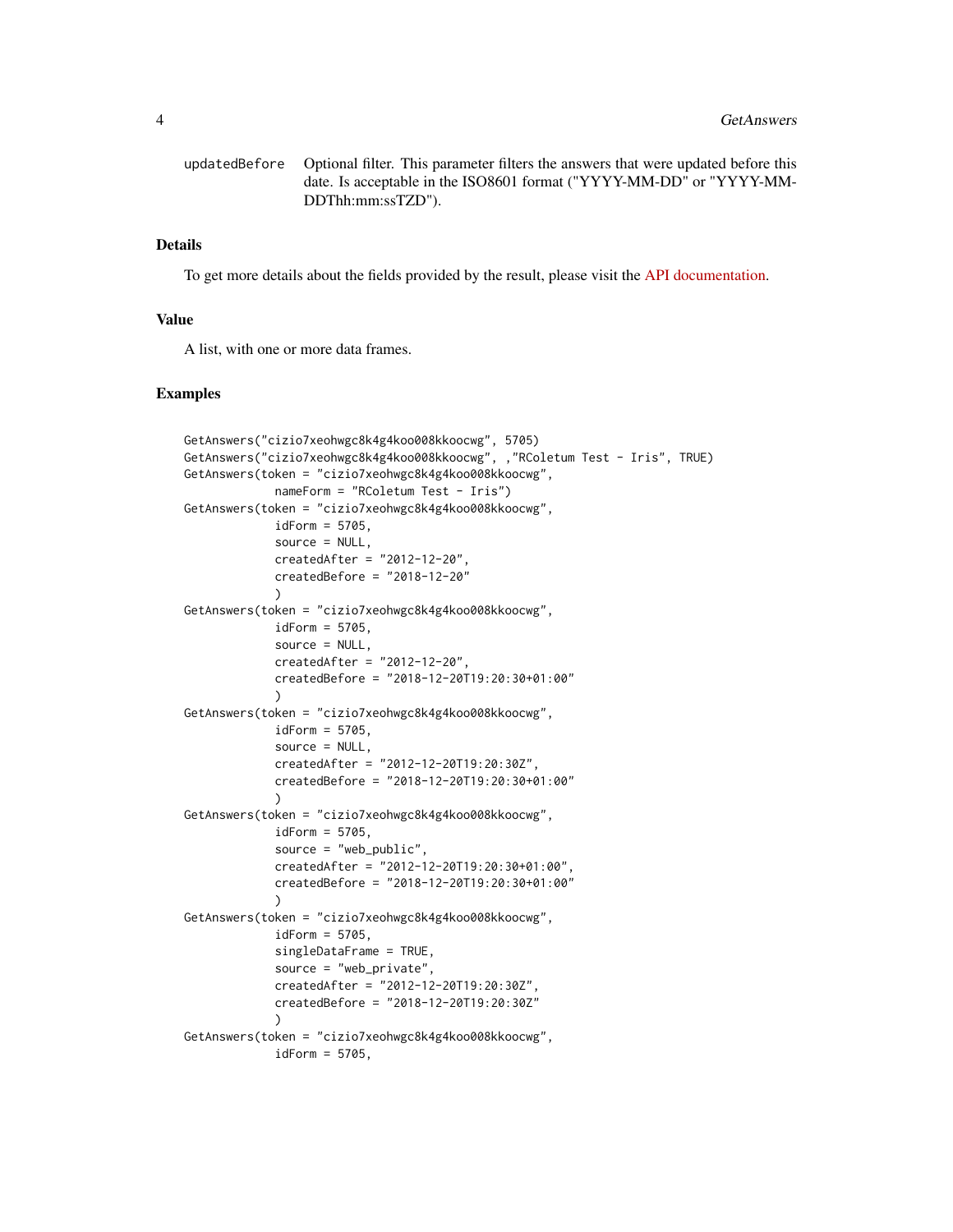updatedBefore Optional filter. This parameter filters the answers that were updated before this date. Is acceptable in the ISO8601 format ("YYYY-MM-DD" or "YYYY-MM-DDThh:mm:ssTZD").

## Details

To get more details about the fields provided by the result, please visit the API documentation.

## Value

A list, with one or more data frames.

## Examples

```
GetAnswers("cizio7xeohwgc8k4g4koo008kkoocwg", 5705)
GetAnswers("cizio7xeohwgc8k4g4koo008kkoocwg", ,"RColetum Test - Iris", TRUE)
GetAnswers(token = "cizio7xeohwgc8k4g4koo008kkoocwg",
           nameForm = "RColetum Test - Iris")
GetAnswers(token = "cizio7xeohwgc8k4g4koo008kkoocwg",
           idForm = 5705,
           source = NULL,
           createdAfter = "2012-12-20",
           createdBefore = "2018-12-20"
           )
GetAnswers(token = "cizio7xeohwgc8k4g4koo008kkoocwg",
           idForm = 5705,
           source = NULL,
           createdAfter = "2012-12-20",
           createdBefore = "2018-12-20T19:20:30+01:00"
           )
GetAnswers(token = "cizio7xeohwgc8k4g4koo008kkoocwg",
           idForm = 5705,
           source = NULL,
           createdAfter = "2012-12-20T19:20:30Z",
           createdBefore = "2018-12-20T19:20:30+01:00"
           )
GetAnswers(token = "cizio7xeohwgc8k4g4koo008kkoocwg",
           idForm = 5705,
           source = "web_public",
           createdAfter = "2012-12-20T19:20:30+01:00",
           createdBefore = "2018-12-20T19:20:30+01:00"
           )
GetAnswers(token = "cizio7xeohwgc8k4g4koo008kkoocwg",
           idForm = 5705,
           singleDataFrame = TRUE,
           source = "web_private",
           createdAfter = "2012-12-20T19:20:30Z",
           createdBefore = "2018-12-20T19:20:30Z"
           )
GetAnswers(token = "cizio7xeohwgc8k4g4koo008kkoocwg",
           idForm = 5705,
```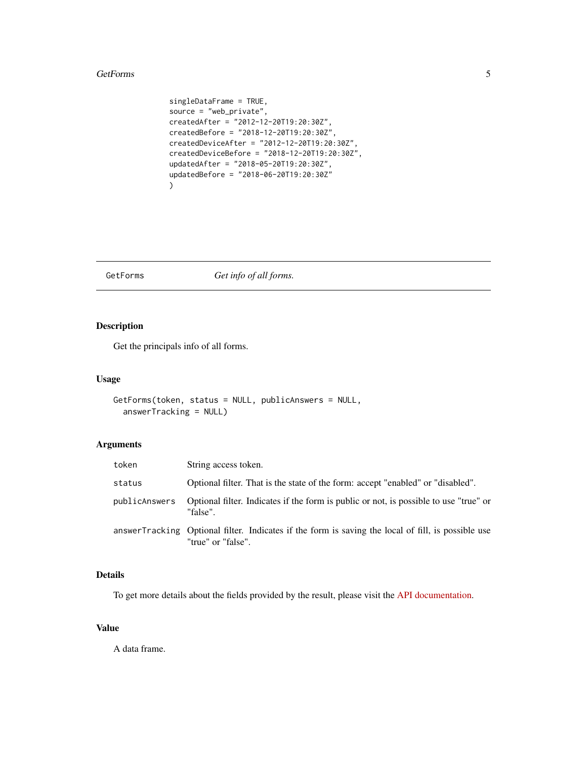```
singleDataFrame = TRUE,
source = "web_private",
createdAfter = "2012-12-20T19:20:30Z",
createdBefore = "2018-12-20T19:20:30Z",
createdDeviceAfter = "2012-12-20T19:20:30Z",
createdDeviceBefore = "2018-12-20T19:20:30Z",
updatedAfter = "2018-05-20T19:20:30Z",
updatedBefore = "2018-06-20T19:20:30Z"
)
```

## GetForms — *Get info of all forms.*

### Description

Get the principals info of all forms.

### Usage

```
GetForms(token, status = NULL, publicAnswers = NULL,
  answerTracking = NULL)
```

### Arguments

| | |
|---|---|
| `token` | String access token. |
| `status` | Optional filter. That is the state of the form: accept "enabled" or "disabled". |
| `publicAnswers` | Optional filter. Indicates if the form is public or not, is possible to use "true" or "false". |
| `answerTracking` | Optional filter. Indicates if the form is saving the local of fill, is possible use "true" or "false". |

### Details

To get more details about the fields provided by the result, please visit the API documentation.

### Value

A data frame.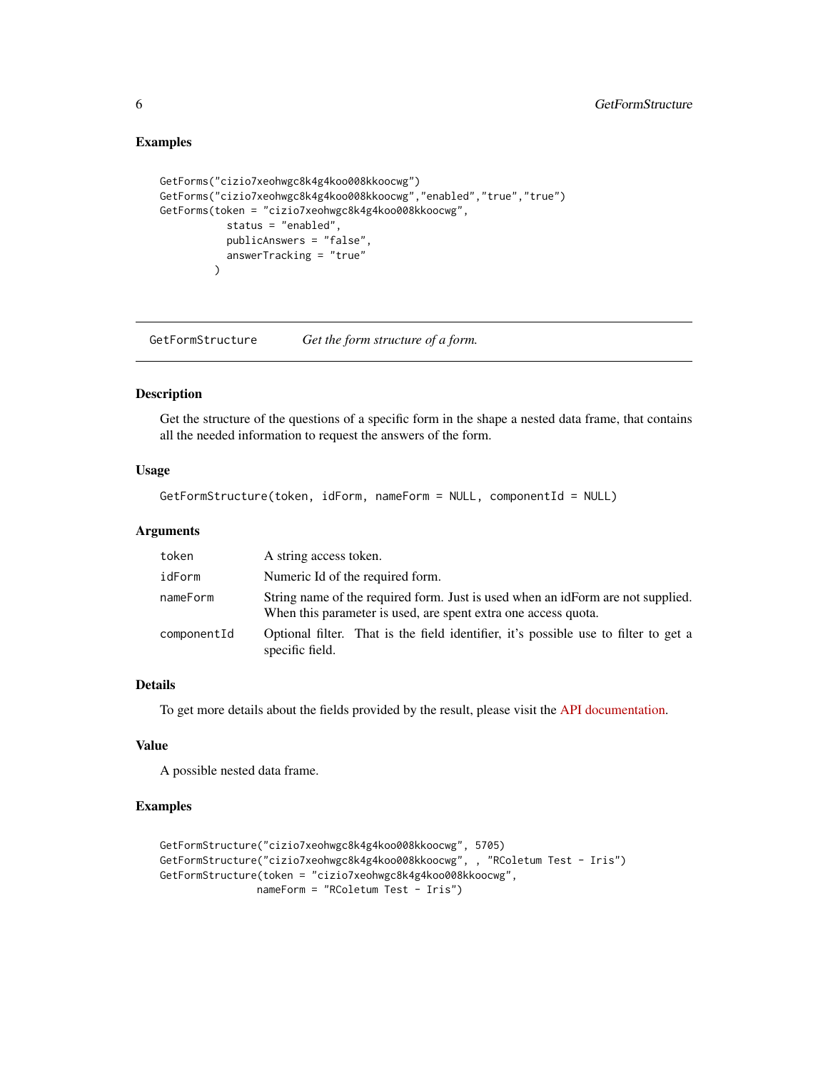## Examples

```
GetForms("cizio7xeohwgc8k4g4koo008kkoocwg")
GetForms("cizio7xeohwgc8k4g4koo008kkoocwg","enabled","true","true")
GetForms(token = "cizio7xeohwgc8k4g4koo008kkoocwg",
           status = "enabled",
           publicAnswers = "false",
           answerTracking = "true"
         )
```

---

# GetFormStructure — *Get the form structure of a form.*

## Description

Get the structure of the questions of a specific form in the shape a nested data frame, that contains all the needed information to request the answers of the form.

## Usage

```
GetFormStructure(token, idForm, nameForm = NULL, componentId = NULL)
```

## Arguments

| | |
|---|---|
| token | A string access token. |
| idForm | Numeric Id of the required form. |
| nameForm | String name of the required form. Just is used when an idForm are not supplied. When this parameter is used, are spent extra one access quota. |
| componentId | Optional filter. That is the field identifier, it's possible use to filter to get a specific field. |

## Details

To get more details about the fields provided by the result, please visit the API documentation.

## Value

A possible nested data frame.

## Examples

```
GetFormStructure("cizio7xeohwgc8k4g4koo008kkoocwg", 5705)
GetFormStructure("cizio7xeohwgc8k4g4koo008kkoocwg", , "RColetum Test - Iris")
GetFormStructure(token = "cizio7xeohwgc8k4g4koo008kkoocwg",
                 nameForm = "RColetum Test - Iris")
```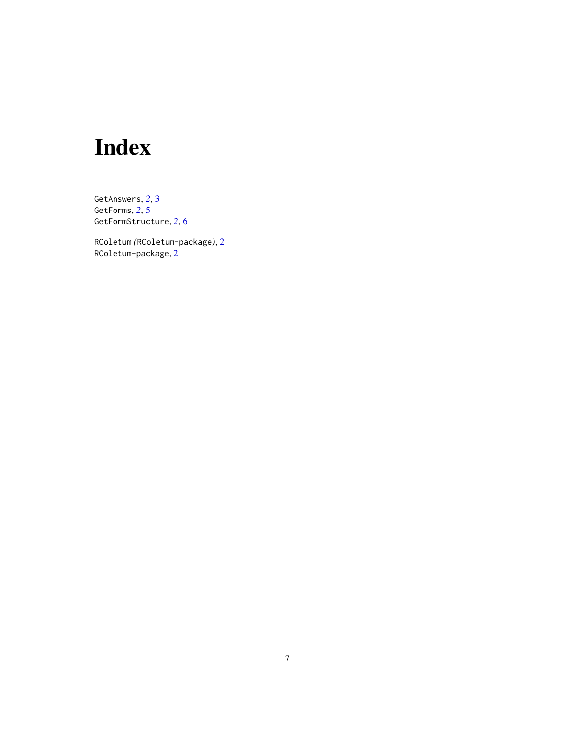# Index

GetAnswers, *2*, 3
GetForms, *2*, 5
GetFormStructure, *2*, 6

RColetum *(*RColetum-package*)*, 2
RColetum-package, 2